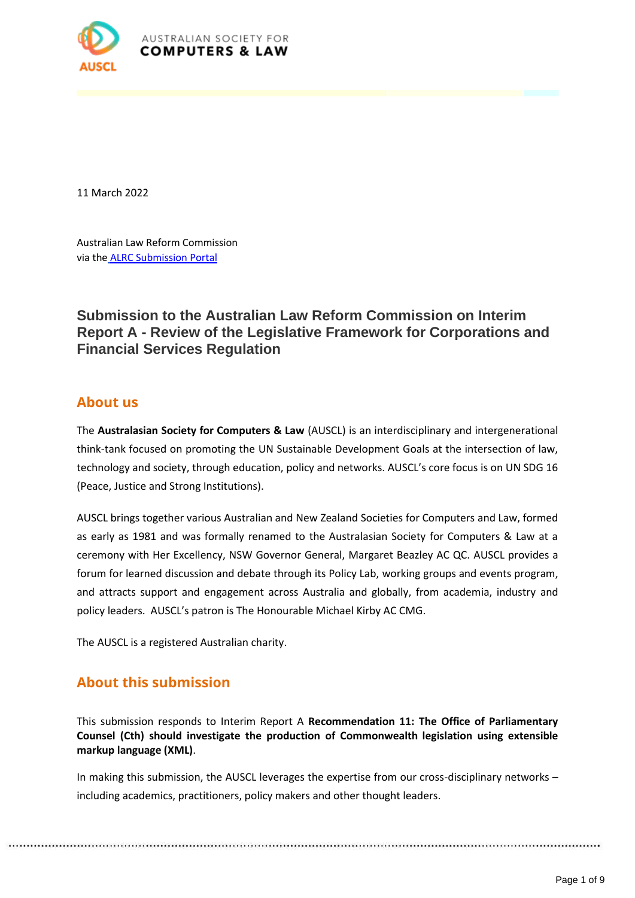AUSTRALIAN SOCIETY FOR
**COMPUTERS & LAW**

11 March 2022

Australian Law Reform Commission
via the [ALRC Submission Portal]

# Submission to the Australian Law Reform Commission on Interim Report A - Review of the Legislative Framework for Corporations and Financial Services Regulation

## About us

The **Australasian Society for Computers & Law** (AUSCL) is an interdisciplinary and intergenerational think-tank focused on promoting the UN Sustainable Development Goals at the intersection of law, technology and society, through education, policy and networks. AUSCL's core focus is on UN SDG 16 (Peace, Justice and Strong Institutions).

AUSCL brings together various Australian and New Zealand Societies for Computers and Law, formed as early as 1981 and was formally renamed to the Australasian Society for Computers & Law at a ceremony with Her Excellency, NSW Governor General, Margaret Beazley AC QC. AUSCL provides a forum for learned discussion and debate through its Policy Lab, working groups and events program, and attracts support and engagement across Australia and globally, from academia, industry and policy leaders. AUSCL's patron is The Honourable Michael Kirby AC CMG.

The AUSCL is a registered Australian charity.

## About this submission

This submission responds to Interim Report A **Recommendation 11: The Office of Parliamentary Counsel (Cth) should investigate the production of Commonwealth legislation using extensible markup language (XML)**.

In making this submission, the AUSCL leverages the expertise from our cross-disciplinary networks – including academics, practitioners, policy makers and other thought leaders.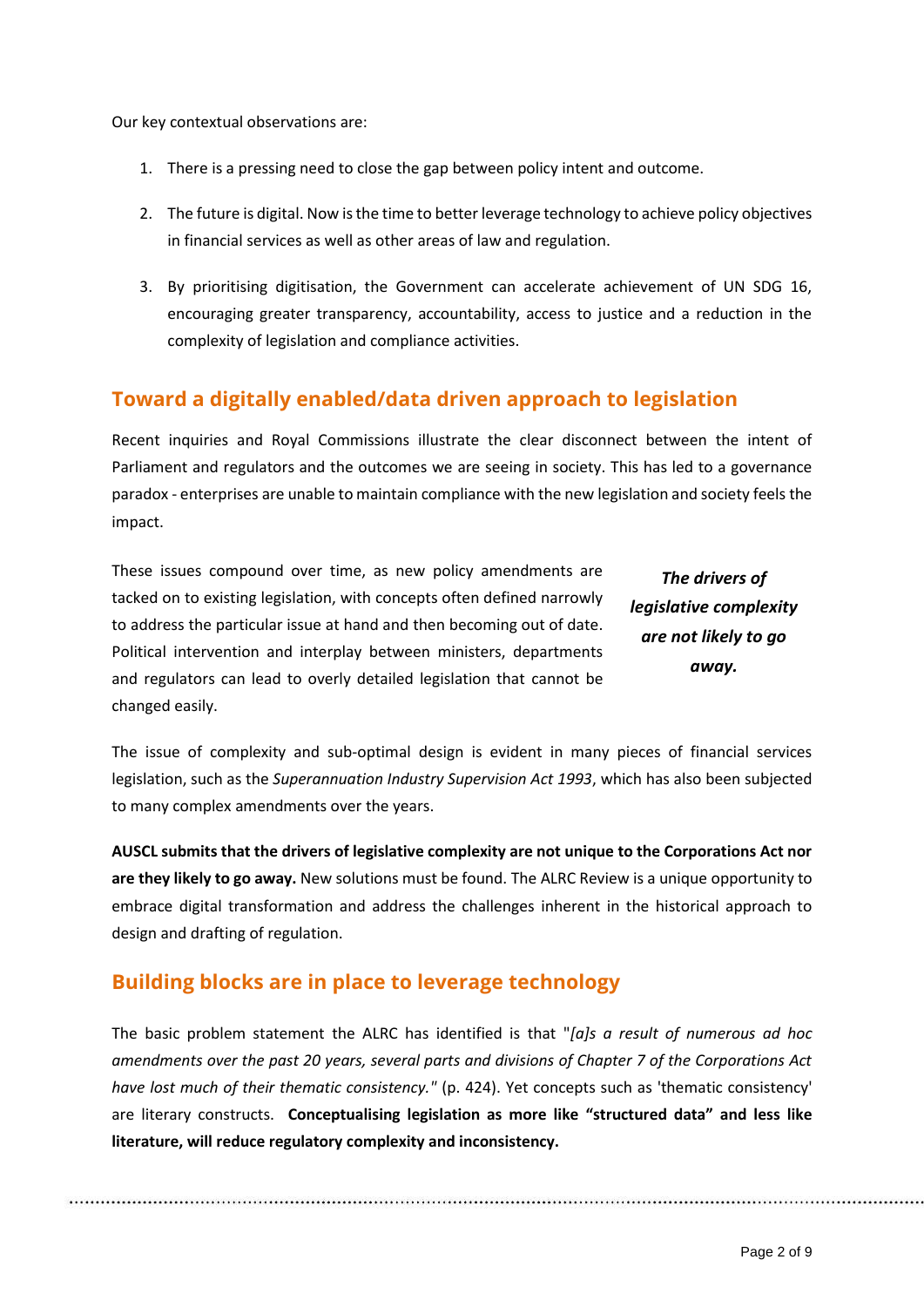Our key contextual observations are:

1. There is a pressing need to close the gap between policy intent and outcome.
2. The future is digital. Now is the time to better leverage technology to achieve policy objectives in financial services as well as other areas of law and regulation.
3. By prioritising digitisation, the Government can accelerate achievement of UN SDG 16, encouraging greater transparency, accountability, access to justice and a reduction in the complexity of legislation and compliance activities.

## Toward a digitally enabled/data driven approach to legislation

Recent inquiries and Royal Commissions illustrate the clear disconnect between the intent of Parliament and regulators and the outcomes we are seeing in society. This has led to a governance paradox - enterprises are unable to maintain compliance with the new legislation and society feels the impact.

These issues compound over time, as new policy amendments are tacked on to existing legislation, with concepts often defined narrowly to address the particular issue at hand and then becoming out of date. Political intervention and interplay between ministers, departments and regulators can lead to overly detailed legislation that cannot be changed easily.

***The drivers of legislative complexity are not likely to go away.***

The issue of complexity and sub-optimal design is evident in many pieces of financial services legislation, such as the *Superannuation Industry Supervision Act 1993*, which has also been subjected to many complex amendments over the years.

**AUSCL submits that the drivers of legislative complexity are not unique to the Corporations Act nor are they likely to go away.** New solutions must be found. The ALRC Review is a unique opportunity to embrace digital transformation and address the challenges inherent in the historical approach to design and drafting of regulation.

## Building blocks are in place to leverage technology

The basic problem statement the ALRC has identified is that "*[a]s a result of numerous ad hoc amendments over the past 20 years, several parts and divisions of Chapter 7 of the Corporations Act have lost much of their thematic consistency.*" (p. 424). Yet concepts such as 'thematic consistency' are literary constructs. **Conceptualising legislation as more like "structured data" and less like literature, will reduce regulatory complexity and inconsistency.**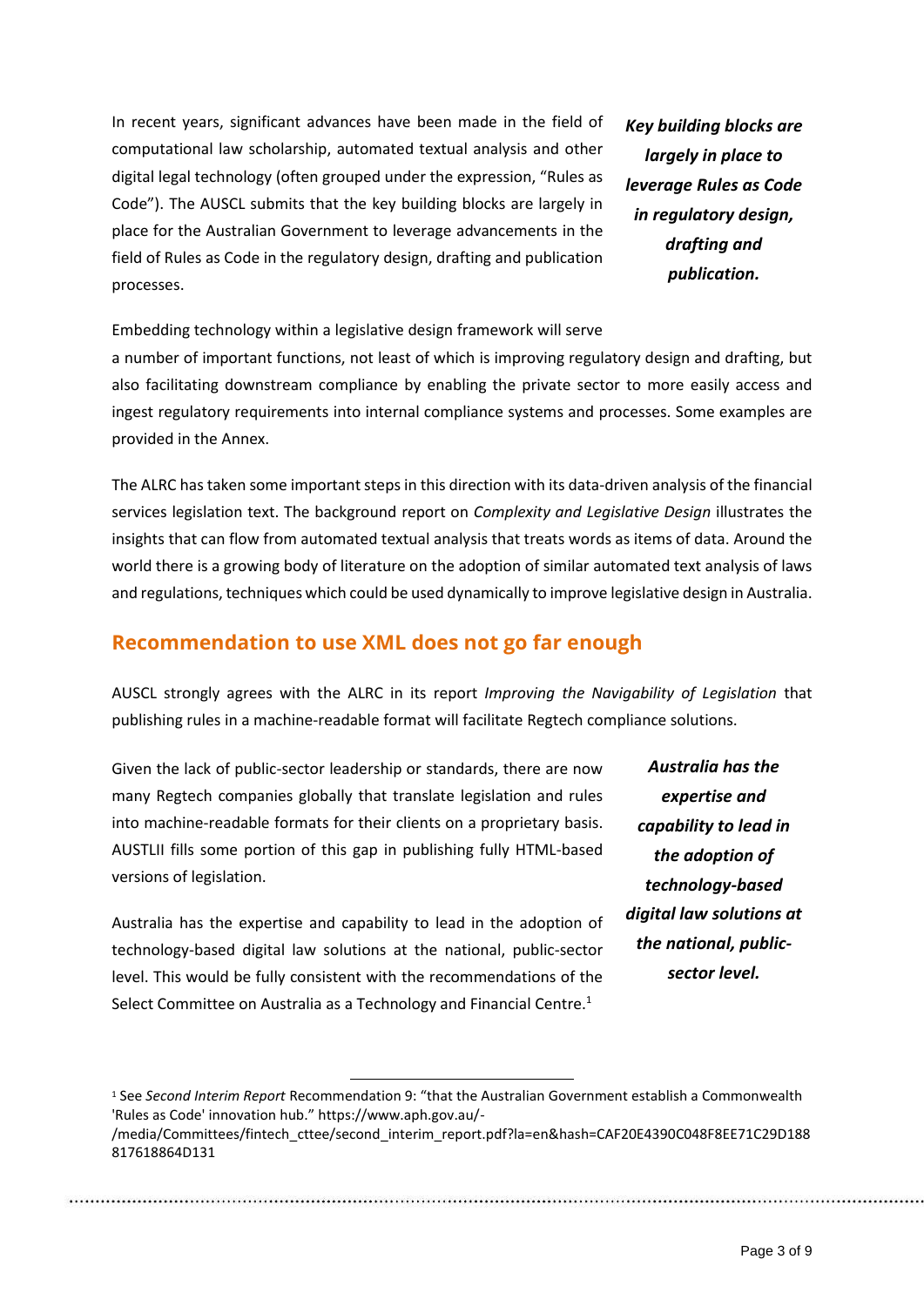In recent years, significant advances have been made in the field of computational law scholarship, automated textual analysis and other digital legal technology (often grouped under the expression, "Rules as Code"). The AUSCL submits that the key building blocks are largely in place for the Australian Government to leverage advancements in the field of Rules as Code in the regulatory design, drafting and publication processes.

***Key building blocks are largely in place to leverage Rules as Code in regulatory design, drafting and publication.***

Embedding technology within a legislative design framework will serve a number of important functions, not least of which is improving regulatory design and drafting, but also facilitating downstream compliance by enabling the private sector to more easily access and ingest regulatory requirements into internal compliance systems and processes. Some examples are provided in the Annex.

The ALRC has taken some important steps in this direction with its data-driven analysis of the financial services legislation text. The background report on *Complexity and Legislative Design* illustrates the insights that can flow from automated textual analysis that treats words as items of data. Around the world there is a growing body of literature on the adoption of similar automated text analysis of laws and regulations, techniques which could be used dynamically to improve legislative design in Australia.

## Recommendation to use XML does not go far enough

AUSCL strongly agrees with the ALRC in its report *Improving the Navigability of Legislation* that publishing rules in a machine-readable format will facilitate Regtech compliance solutions.

Given the lack of public-sector leadership or standards, there are now many Regtech companies globally that translate legislation and rules into machine-readable formats for their clients on a proprietary basis. AUSTLII fills some portion of this gap in publishing fully HTML-based versions of legislation.

Australia has the expertise and capability to lead in the adoption of technology-based digital law solutions at the national, public-sector level. This would be fully consistent with the recommendations of the Select Committee on Australia as a Technology and Financial Centre.[1]

***Australia has the expertise and capability to lead in the adoption of technology-based digital law solutions at the national, public-sector level.***

[1] See *Second Interim Report* Recommendation 9: "that the Australian Government establish a Commonwealth 'Rules as Code' innovation hub." https://www.aph.gov.au/-/media/Committees/fintech_cttee/second_interim_report.pdf?la=en&hash=CAF20E4390C048F8EE71C29D188817618864D131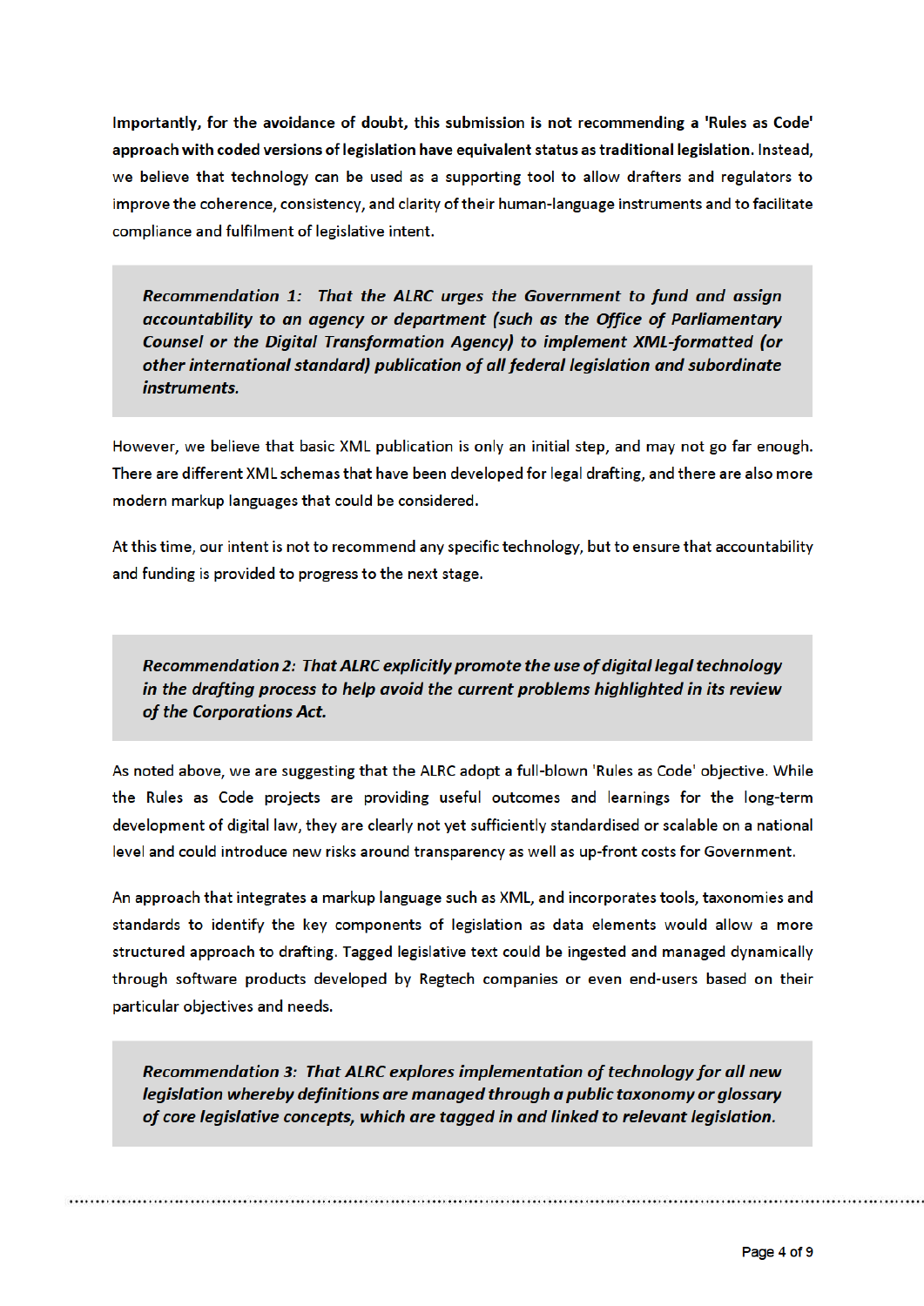**Importantly, for the avoidance of doubt, this submission is not recommending a 'Rules as Code' approach with coded versions of legislation have equivalent status as traditional legislation.** Instead, we believe that technology can be used as a supporting tool to allow drafters and regulators to improve the coherence, consistency, and clarity of their human-language instruments and to facilitate compliance and fulfilment of legislative intent.

> ***Recommendation 1: That the ALRC urges the Government to fund and assign accountability to an agency or department (such as the Office of Parliamentary Counsel or the Digital Transformation Agency) to implement XML-formatted (or other international standard) publication of all federal legislation and subordinate instruments.***

However, we believe that basic XML publication is only an initial step, and may not go far enough. There are different XML schemas that have been developed for legal drafting, and there are also more modern markup languages that could be considered.

At this time, our intent is not to recommend any specific technology, but to ensure that accountability and funding is provided to progress to the next stage.

> ***Recommendation 2: That ALRC explicitly promote the use of digital legal technology in the drafting process to help avoid the current problems highlighted in its review of the Corporations Act.***

As noted above, we are suggesting that the ALRC adopt a full-blown 'Rules as Code' objective. While the Rules as Code projects are providing useful outcomes and learnings for the long-term development of digital law, they are clearly not yet sufficiently standardised or scalable on a national level and could introduce new risks around transparency as well as up-front costs for Government.

An approach that integrates a markup language such as XML, and incorporates tools, taxonomies and standards to identify the key components of legislation as data elements would allow a more structured approach to drafting. Tagged legislative text could be ingested and managed dynamically through software products developed by Regtech companies or even end-users based on their particular objectives and needs.

> ***Recommendation 3: That ALRC explores implementation of technology for all new legislation whereby definitions are managed through a public taxonomy or glossary of core legislative concepts, which are tagged in and linked to relevant legislation.***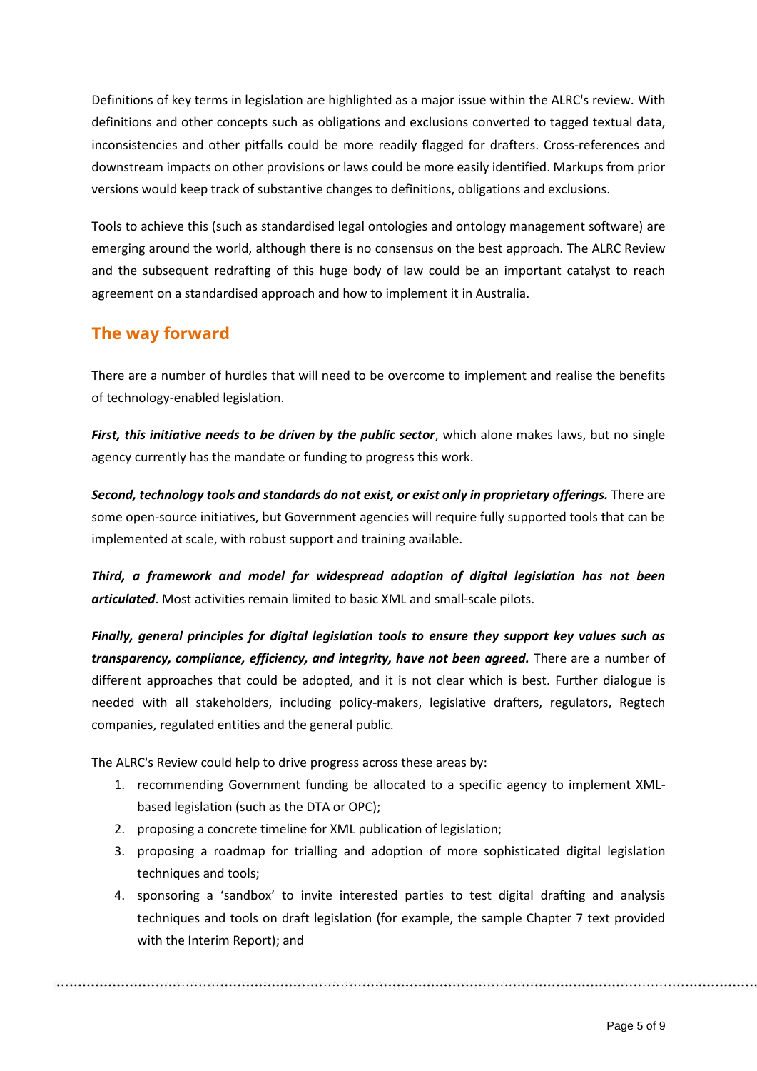Definitions of key terms in legislation are highlighted as a major issue within the ALRC's review. With definitions and other concepts such as obligations and exclusions converted to tagged textual data, inconsistencies and other pitfalls could be more readily flagged for drafters. Cross-references and downstream impacts on other provisions or laws could be more easily identified. Markups from prior versions would keep track of substantive changes to definitions, obligations and exclusions.

Tools to achieve this (such as standardised legal ontologies and ontology management software) are emerging around the world, although there is no consensus on the best approach. The ALRC Review and the subsequent redrafting of this huge body of law could be an important catalyst to reach agreement on a standardised approach and how to implement it in Australia.

## The way forward

There are a number of hurdles that will need to be overcome to implement and realise the benefits of technology-enabled legislation.

***First, this initiative needs to be driven by the public sector***, which alone makes laws, but no single agency currently has the mandate or funding to progress this work.

***Second, technology tools and standards do not exist, or exist only in proprietary offerings.*** There are some open-source initiatives, but Government agencies will require fully supported tools that can be implemented at scale, with robust support and training available.

***Third, a framework and model for widespread adoption of digital legislation has not been articulated***. Most activities remain limited to basic XML and small-scale pilots.

***Finally, general principles for digital legislation tools to ensure they support key values such as transparency, compliance, efficiency, and integrity, have not been agreed.*** There are a number of different approaches that could be adopted, and it is not clear which is best. Further dialogue is needed with all stakeholders, including policy-makers, legislative drafters, regulators, Regtech companies, regulated entities and the general public.

The ALRC's Review could help to drive progress across these areas by:

1. recommending Government funding be allocated to a specific agency to implement XML-based legislation (such as the DTA or OPC);
2. proposing a concrete timeline for XML publication of legislation;
3. proposing a roadmap for trialling and adoption of more sophisticated digital legislation techniques and tools;
4. sponsoring a 'sandbox' to invite interested parties to test digital drafting and analysis techniques and tools on draft legislation (for example, the sample Chapter 7 text provided with the Interim Report); and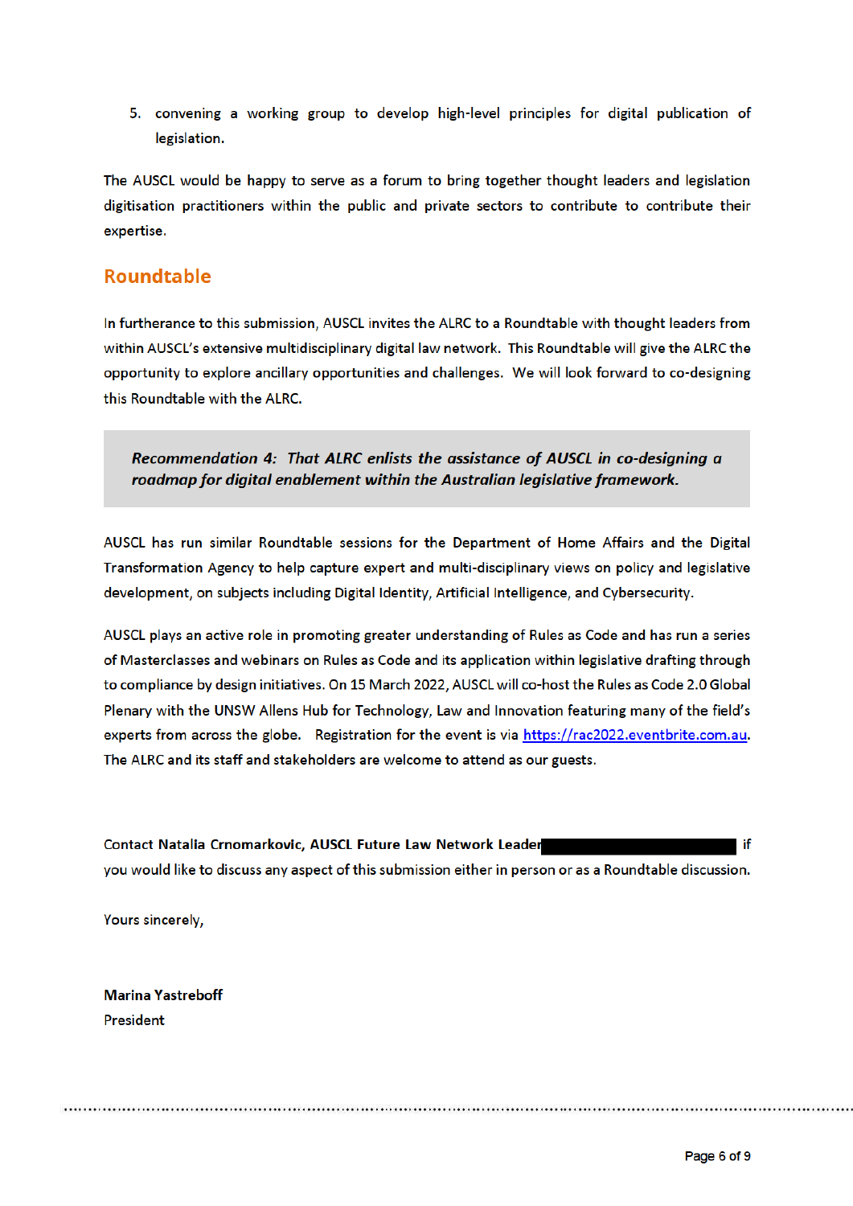5. convening a working group to develop high-level principles for digital publication of legislation.

The AUSCL would be happy to serve as a forum to bring together thought leaders and legislation digitisation practitioners within the public and private sectors to contribute to contribute their expertise.

## Roundtable

In furtherance to this submission, AUSCL invites the ALRC to a Roundtable with thought leaders from within AUSCL's extensive multidisciplinary digital law network. This Roundtable will give the ALRC the opportunity to explore ancillary opportunities and challenges. We will look forward to co-designing this Roundtable with the ALRC.

> ***Recommendation 4: That ALRC enlists the assistance of AUSCL in co-designing a roadmap for digital enablement within the Australian legislative framework.***

AUSCL has run similar Roundtable sessions for the Department of Home Affairs and the Digital Transformation Agency to help capture expert and multi-disciplinary views on policy and legislative development, on subjects including Digital Identity, Artificial Intelligence, and Cybersecurity.

AUSCL plays an active role in promoting greater understanding of Rules as Code and has run a series of Masterclasses and webinars on Rules as Code and its application within legislative drafting through to compliance by design initiatives. On 15 March 2022, AUSCL will co-host the Rules as Code 2.0 Global Plenary with the UNSW Allens Hub for Technology, Law and Innovation featuring many of the field's experts from across the globe. Registration for the event is via https://rac2022.eventbrite.com.au. The ALRC and its staff and stakeholders are welcome to attend as our guests.

**Contact Natalia Crnomarkovic, AUSCL Future Law Network Leader** ██████████ if you would like to discuss any aspect of this submission either in person or as a Roundtable discussion.

Yours sincerely,

**Marina Yastreboff**
President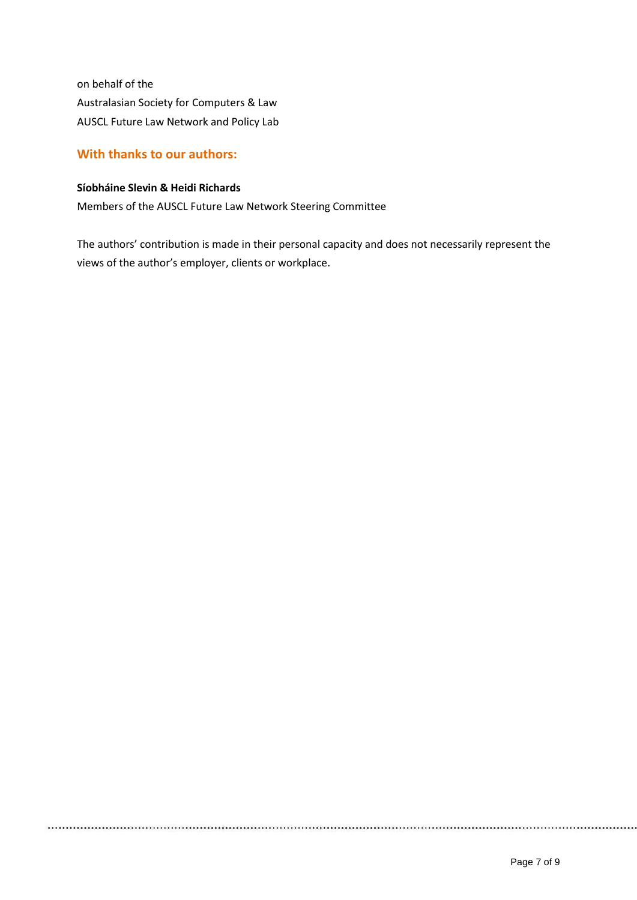on behalf of the
Australasian Society for Computers & Law
AUSCL Future Law Network and Policy Lab

## With thanks to our authors:

**Síobháine Slevin & Heidi Richards**
Members of the AUSCL Future Law Network Steering Committee

The authors' contribution is made in their personal capacity and does not necessarily represent the views of the author's employer, clients or workplace.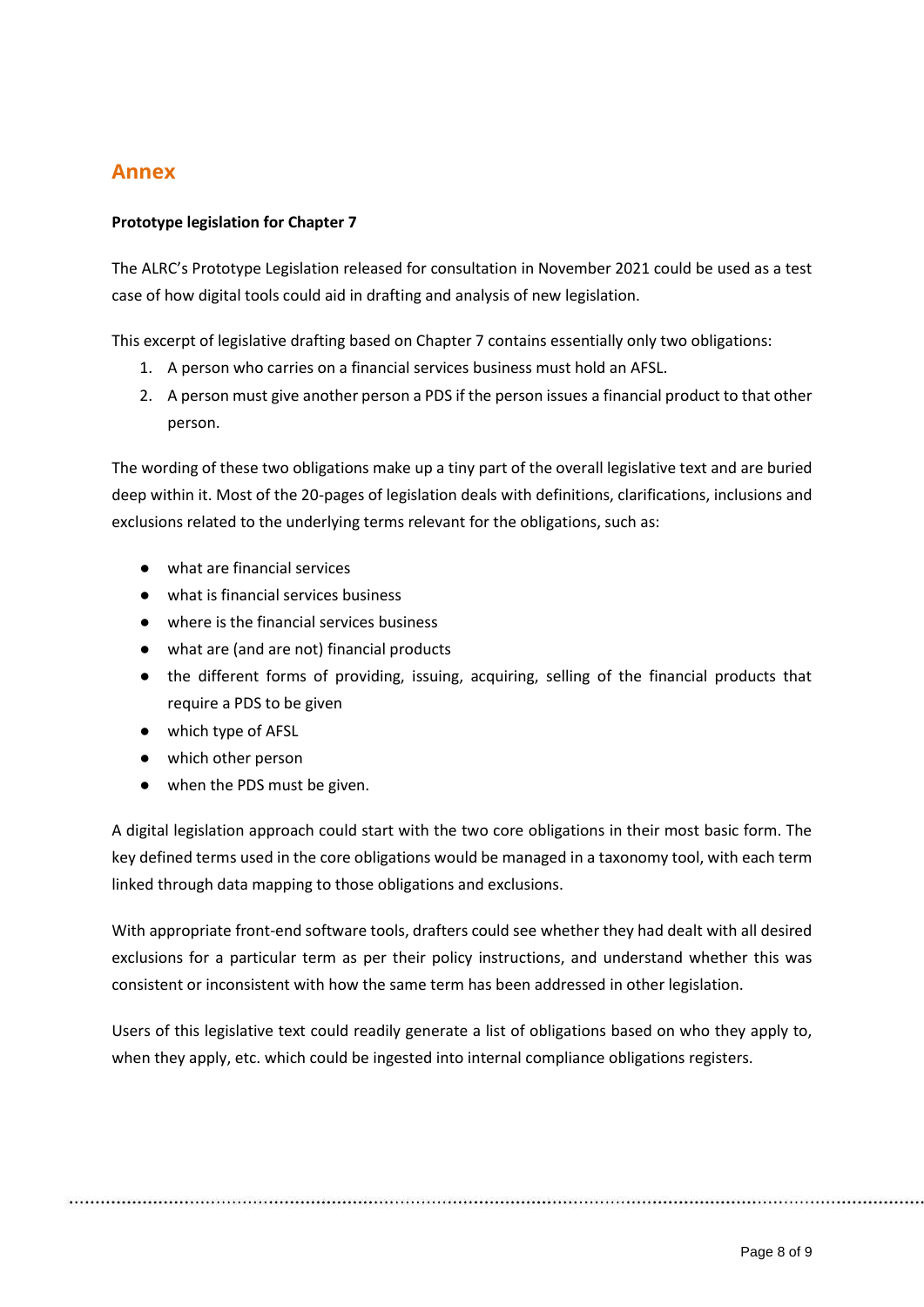## Annex

**Prototype legislation for Chapter 7**

The ALRC's Prototype Legislation released for consultation in November 2021 could be used as a test case of how digital tools could aid in drafting and analysis of new legislation.

This excerpt of legislative drafting based on Chapter 7 contains essentially only two obligations:

1. A person who carries on a financial services business must hold an AFSL.
2. A person must give another person a PDS if the person issues a financial product to that other person.

The wording of these two obligations make up a tiny part of the overall legislative text and are buried deep within it. Most of the 20-pages of legislation deals with definitions, clarifications, inclusions and exclusions related to the underlying terms relevant for the obligations, such as:

- what are financial services
- what is financial services business
- where is the financial services business
- what are (and are not) financial products
- the different forms of providing, issuing, acquiring, selling of the financial products that require a PDS to be given
- which type of AFSL
- which other person
- when the PDS must be given.

A digital legislation approach could start with the two core obligations in their most basic form. The key defined terms used in the core obligations would be managed in a taxonomy tool, with each term linked through data mapping to those obligations and exclusions.

With appropriate front-end software tools, drafters could see whether they had dealt with all desired exclusions for a particular term as per their policy instructions, and understand whether this was consistent or inconsistent with how the same term has been addressed in other legislation.

Users of this legislative text could readily generate a list of obligations based on who they apply to, when they apply, etc. which could be ingested into internal compliance obligations registers.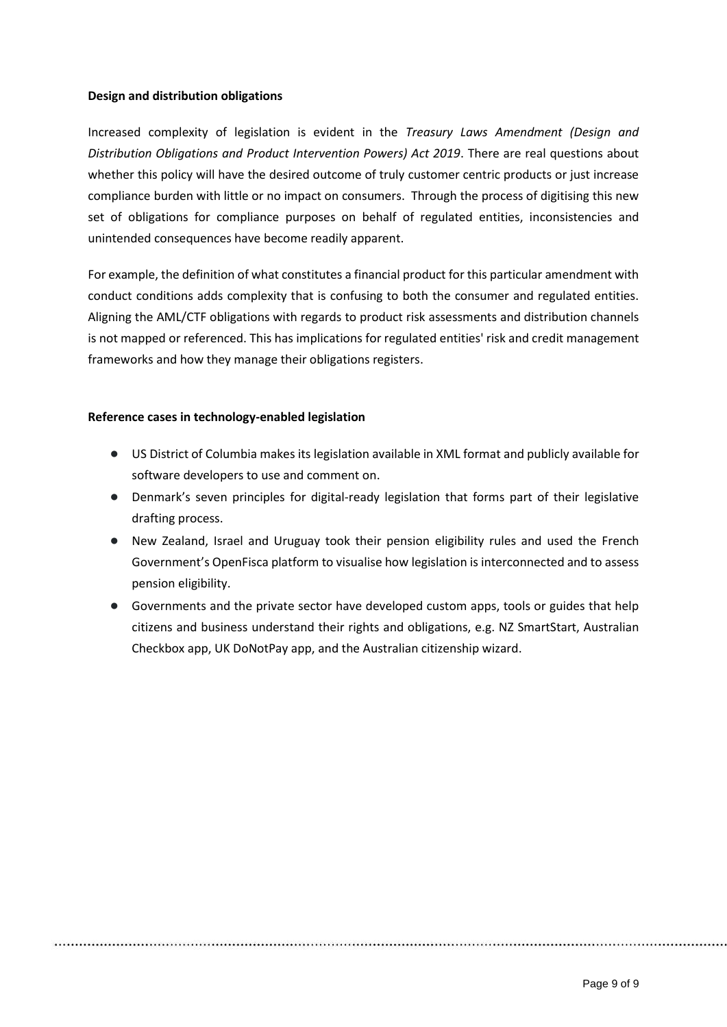**Design and distribution obligations**

Increased complexity of legislation is evident in the *Treasury Laws Amendment (Design and Distribution Obligations and Product Intervention Powers) Act 2019*. There are real questions about whether this policy will have the desired outcome of truly customer centric products or just increase compliance burden with little or no impact on consumers. Through the process of digitising this new set of obligations for compliance purposes on behalf of regulated entities, inconsistencies and unintended consequences have become readily apparent.

For example, the definition of what constitutes a financial product for this particular amendment with conduct conditions adds complexity that is confusing to both the consumer and regulated entities. Aligning the AML/CTF obligations with regards to product risk assessments and distribution channels is not mapped or referenced. This has implications for regulated entities' risk and credit management frameworks and how they manage their obligations registers.

**Reference cases in technology-enabled legislation**

- US District of Columbia makes its legislation available in XML format and publicly available for software developers to use and comment on.
- Denmark's seven principles for digital-ready legislation that forms part of their legislative drafting process.
- New Zealand, Israel and Uruguay took their pension eligibility rules and used the French Government's OpenFisca platform to visualise how legislation is interconnected and to assess pension eligibility.
- Governments and the private sector have developed custom apps, tools or guides that help citizens and business understand their rights and obligations, e.g. NZ SmartStart, Australian Checkbox app, UK DoNotPay app, and the Australian citizenship wizard.